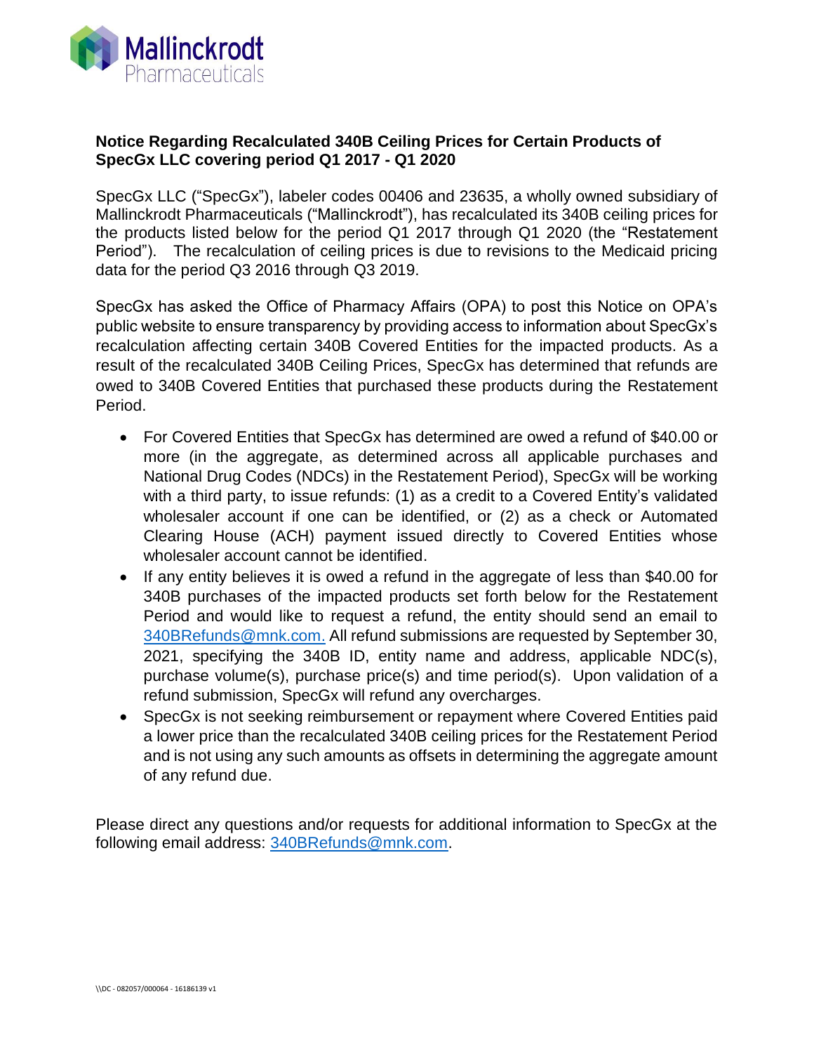Mallinckrodt Pharmaceuticals

**Notice Regarding Recalculated 340B Ceiling Prices for Certain Products of SpecGx LLC covering period Q1 2017 - Q1 2020**

SpecGx LLC ("SpecGx"), labeler codes 00406 and 23635, a wholly owned subsidiary of Mallinckrodt Pharmaceuticals ("Mallinckrodt"), has recalculated its 340B ceiling prices for the products listed below for the period Q1 2017 through Q1 2020 (the "Restatement Period"). The recalculation of ceiling prices is due to revisions to the Medicaid pricing data for the period Q3 2016 through Q3 2019.

SpecGx has asked the Office of Pharmacy Affairs (OPA) to post this Notice on OPA's public website to ensure transparency by providing access to information about SpecGx's recalculation affecting certain 340B Covered Entities for the impacted products. As a result of the recalculated 340B Ceiling Prices, SpecGx has determined that refunds are owed to 340B Covered Entities that purchased these products during the Restatement Period.

- For Covered Entities that SpecGx has determined are owed a refund of $40.00 or more (in the aggregate, as determined across all applicable purchases and National Drug Codes (NDCs) in the Restatement Period), SpecGx will be working with a third party, to issue refunds: (1) as a credit to a Covered Entity's validated wholesaler account if one can be identified, or (2) as a check or Automated Clearing House (ACH) payment issued directly to Covered Entities whose wholesaler account cannot be identified.
- If any entity believes it is owed a refund in the aggregate of less than $40.00 for 340B purchases of the impacted products set forth below for the Restatement Period and would like to request a refund, the entity should send an email to 340BRefunds@mnk.com. All refund submissions are requested by September 30, 2021, specifying the 340B ID, entity name and address, applicable NDC(s), purchase volume(s), purchase price(s) and time period(s). Upon validation of a refund submission, SpecGx will refund any overcharges.
- SpecGx is not seeking reimbursement or repayment where Covered Entities paid a lower price than the recalculated 340B ceiling prices for the Restatement Period and is not using any such amounts as offsets in determining the aggregate amount of any refund due.

Please direct any questions and/or requests for additional information to SpecGx at the following email address: 340BRefunds@mnk.com.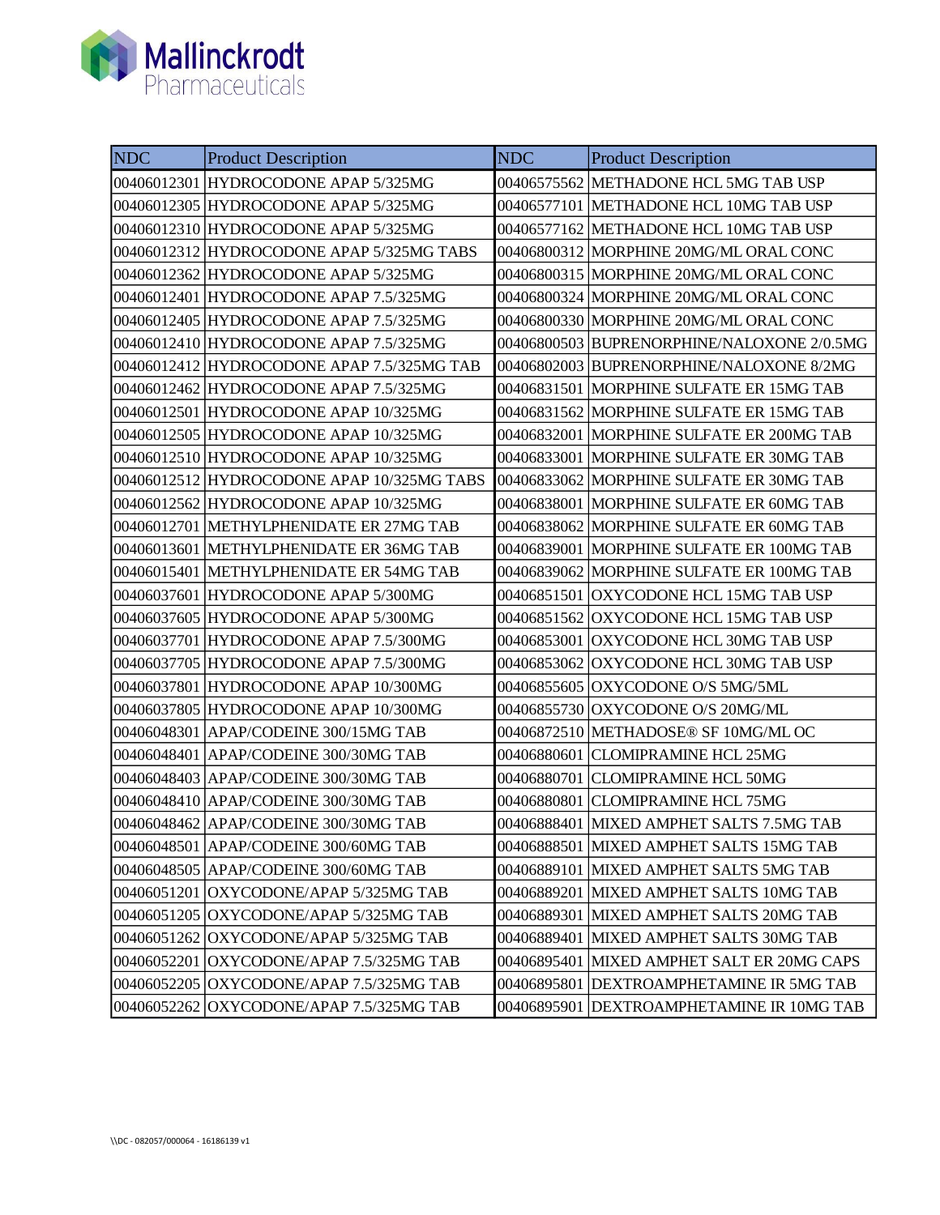Mallinckrodt Pharmaceuticals

| NDC | Product Description | NDC | Product Description |
|---|---|---|---|
| 00406012301 | HYDROCODONE APAP 5/325MG | 00406575562 | METHADONE HCL 5MG TAB USP |
| 00406012305 | HYDROCODONE APAP 5/325MG | 00406577101 | METHADONE HCL 10MG TAB USP |
| 00406012310 | HYDROCODONE APAP 5/325MG | 00406577162 | METHADONE HCL 10MG TAB USP |
| 00406012312 | HYDROCODONE APAP 5/325MG TABS | 00406800312 | MORPHINE 20MG/ML ORAL CONC |
| 00406012362 | HYDROCODONE APAP 5/325MG | 00406800315 | MORPHINE 20MG/ML ORAL CONC |
| 00406012401 | HYDROCODONE APAP 7.5/325MG | 00406800324 | MORPHINE 20MG/ML ORAL CONC |
| 00406012405 | HYDROCODONE APAP 7.5/325MG | 00406800330 | MORPHINE 20MG/ML ORAL CONC |
| 00406012410 | HYDROCODONE APAP 7.5/325MG | 00406800503 | BUPRENORPHINE/NALOXONE 2/0.5MG |
| 00406012412 | HYDROCODONE APAP 7.5/325MG TAB | 00406802003 | BUPRENORPHINE/NALOXONE 8/2MG |
| 00406012462 | HYDROCODONE APAP 7.5/325MG | 00406831501 | MORPHINE SULFATE ER 15MG TAB |
| 00406012501 | HYDROCODONE APAP 10/325MG | 00406831562 | MORPHINE SULFATE ER 15MG TAB |
| 00406012505 | HYDROCODONE APAP 10/325MG | 00406832001 | MORPHINE SULFATE ER 200MG TAB |
| 00406012510 | HYDROCODONE APAP 10/325MG | 00406833001 | MORPHINE SULFATE ER 30MG TAB |
| 00406012512 | HYDROCODONE APAP 10/325MG TABS | 00406833062 | MORPHINE SULFATE ER 30MG TAB |
| 00406012562 | HYDROCODONE APAP 10/325MG | 00406838001 | MORPHINE SULFATE ER 60MG TAB |
| 00406012701 | METHYLPHENIDATE ER 27MG TAB | 00406838062 | MORPHINE SULFATE ER 60MG TAB |
| 00406013601 | METHYLPHENIDATE ER 36MG TAB | 00406839001 | MORPHINE SULFATE ER 100MG TAB |
| 00406015401 | METHYLPHENIDATE ER 54MG TAB | 00406839062 | MORPHINE SULFATE ER 100MG TAB |
| 00406037601 | HYDROCODONE APAP 5/300MG | 00406851501 | OXYCODONE HCL 15MG TAB USP |
| 00406037605 | HYDROCODONE APAP 5/300MG | 00406851562 | OXYCODONE HCL 15MG TAB USP |
| 00406037701 | HYDROCODONE APAP 7.5/300MG | 00406853001 | OXYCODONE HCL 30MG TAB USP |
| 00406037705 | HYDROCODONE APAP 7.5/300MG | 00406853062 | OXYCODONE HCL 30MG TAB USP |
| 00406037801 | HYDROCODONE APAP 10/300MG | 00406855605 | OXYCODONE O/S 5MG/5ML |
| 00406037805 | HYDROCODONE APAP 10/300MG | 00406855730 | OXYCODONE O/S 20MG/ML |
| 00406048301 | APAP/CODEINE 300/15MG TAB | 00406872510 | METHADOSE® SF 10MG/ML OC |
| 00406048401 | APAP/CODEINE 300/30MG TAB | 00406880601 | CLOMIPRAMINE HCL 25MG |
| 00406048403 | APAP/CODEINE 300/30MG TAB | 00406880701 | CLOMIPRAMINE HCL 50MG |
| 00406048410 | APAP/CODEINE 300/30MG TAB | 00406880801 | CLOMIPRAMINE HCL 75MG |
| 00406048462 | APAP/CODEINE 300/30MG TAB | 00406888401 | MIXED AMPHET SALTS 7.5MG TAB |
| 00406048501 | APAP/CODEINE 300/60MG TAB | 00406888501 | MIXED AMPHET SALTS 15MG TAB |
| 00406048505 | APAP/CODEINE 300/60MG TAB | 00406889101 | MIXED AMPHET SALTS 5MG TAB |
| 00406051201 | OXYCODONE/APAP 5/325MG TAB | 00406889201 | MIXED AMPHET SALTS 10MG TAB |
| 00406051205 | OXYCODONE/APAP 5/325MG TAB | 00406889301 | MIXED AMPHET SALTS 20MG TAB |
| 00406051262 | OXYCODONE/APAP 5/325MG TAB | 00406889401 | MIXED AMPHET SALTS 30MG TAB |
| 00406052201 | OXYCODONE/APAP 7.5/325MG TAB | 00406895401 | MIXED AMPHET SALT ER 20MG CAPS |
| 00406052205 | OXYCODONE/APAP 7.5/325MG TAB | 00406895801 | DEXTROAMPHETAMINE IR 5MG TAB |
| 00406052262 | OXYCODONE/APAP 7.5/325MG TAB | 00406895901 | DEXTROAMPHETAMINE IR 10MG TAB |

\\DC - 082057/000064 - 16186139 v1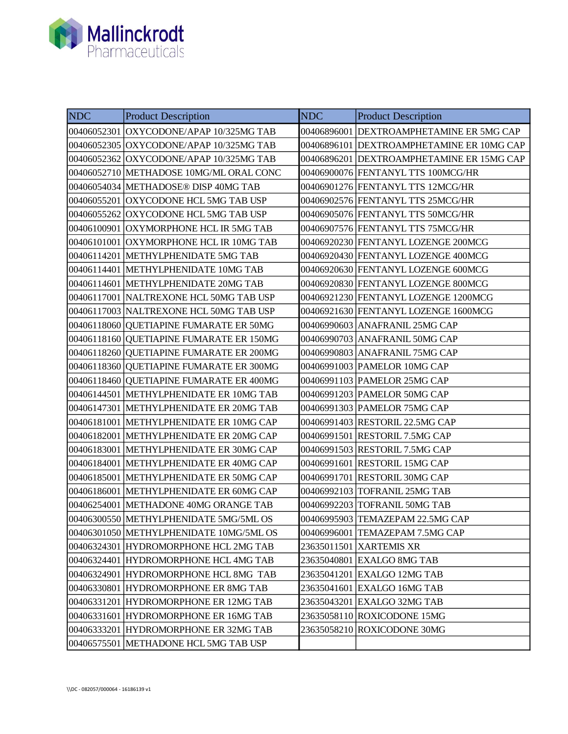Mallinckrodt Pharmaceuticals

| NDC | Product Description | NDC | Product Description |
|---|---|---|---|
| 00406052301 | OXYCODONE/APAP 10/325MG TAB | 00406896001 | DEXTROAMPHETAMINE ER 5MG CAP |
| 00406052305 | OXYCODONE/APAP 10/325MG TAB | 00406896101 | DEXTROAMPHETAMINE ER 10MG CAP |
| 00406052362 | OXYCODONE/APAP 10/325MG TAB | 00406896201 | DEXTROAMPHETAMINE ER 15MG CAP |
| 00406052710 | METHADOSE 10MG/ML ORAL CONC | 00406900076 | FENTANYL TTS 100MCG/HR |
| 00406054034 | METHADOSE® DISP 40MG TAB | 00406901276 | FENTANYL TTS 12MCG/HR |
| 00406055201 | OXYCODONE HCL 5MG TAB USP | 00406902576 | FENTANYL TTS 25MCG/HR |
| 00406055262 | OXYCODONE HCL 5MG TAB USP | 00406905076 | FENTANYL TTS 50MCG/HR |
| 00406100901 | OXYMORPHONE HCL IR 5MG TAB | 00406907576 | FENTANYL TTS 75MCG/HR |
| 00406101001 | OXYMORPHONE HCL IR 10MG TAB | 00406920230 | FENTANYL LOZENGE 200MCG |
| 00406114201 | METHYLPHENIDATE 5MG TAB | 00406920430 | FENTANYL LOZENGE 400MCG |
| 00406114401 | METHYLPHENIDATE 10MG TAB | 00406920630 | FENTANYL LOZENGE 600MCG |
| 00406114601 | METHYLPHENIDATE 20MG TAB | 00406920830 | FENTANYL LOZENGE 800MCG |
| 00406117001 | NALTREXONE HCL 50MG TAB USP | 00406921230 | FENTANYL LOZENGE 1200MCG |
| 00406117003 | NALTREXONE HCL 50MG TAB USP | 00406921630 | FENTANYL LOZENGE 1600MCG |
| 00406118060 | QUETIAPINE FUMARATE ER 50MG | 00406990603 | ANAFRANIL 25MG CAP |
| 00406118160 | QUETIAPINE FUMARATE ER 150MG | 00406990703 | ANAFRANIL 50MG CAP |
| 00406118260 | QUETIAPINE FUMARATE ER 200MG | 00406990803 | ANAFRANIL 75MG CAP |
| 00406118360 | QUETIAPINE FUMARATE ER 300MG | 00406991003 | PAMELOR 10MG CAP |
| 00406118460 | QUETIAPINE FUMARATE ER 400MG | 00406991103 | PAMELOR 25MG CAP |
| 00406144501 | METHYLPHENIDATE ER 10MG TAB | 00406991203 | PAMELOR 50MG CAP |
| 00406147301 | METHYLPHENIDATE ER 20MG TAB | 00406991303 | PAMELOR 75MG CAP |
| 00406181001 | METHYLPHENIDATE ER 10MG CAP | 00406991403 | RESTORIL 22.5MG CAP |
| 00406182001 | METHYLPHENIDATE ER 20MG CAP | 00406991501 | RESTORIL 7.5MG CAP |
| 00406183001 | METHYLPHENIDATE ER 30MG CAP | 00406991503 | RESTORIL 7.5MG CAP |
| 00406184001 | METHYLPHENIDATE ER 40MG CAP | 00406991601 | RESTORIL 15MG CAP |
| 00406185001 | METHYLPHENIDATE ER 50MG CAP | 00406991701 | RESTORIL 30MG CAP |
| 00406186001 | METHYLPHENIDATE ER 60MG CAP | 00406992103 | TOFRANIL 25MG TAB |
| 00406254001 | METHADONE 40MG ORANGE TAB | 00406992203 | TOFRANIL 50MG TAB |
| 00406300550 | METHYLPHENIDATE 5MG/5ML OS | 00406995903 | TEMAZEPAM 22.5MG CAP |
| 00406301050 | METHYLPHENIDATE 10MG/5ML OS | 00406996001 | TEMAZEPAM 7.5MG CAP |
| 00406324301 | HYDROMORPHONE HCL 2MG TAB | 23635011501 | XARTEMIS XR |
| 00406324401 | HYDROMORPHONE HCL 4MG TAB | 23635040801 | EXALGO 8MG TAB |
| 00406324901 | HYDROMORPHONE HCL 8MG TAB | 23635041201 | EXALGO 12MG TAB |
| 00406330801 | HYDROMORPHONE ER 8MG TAB | 23635041601 | EXALGO 16MG TAB |
| 00406331201 | HYDROMORPHONE ER 12MG TAB | 23635043201 | EXALGO 32MG TAB |
| 00406331601 | HYDROMORPHONE ER 16MG TAB | 23635058110 | ROXICODONE 15MG |
| 00406333201 | HYDROMORPHONE ER 32MG TAB | 23635058210 | ROXICODONE 30MG |
| 00406575501 | METHADONE HCL 5MG TAB USP | | |

\\DC - 082057/000064 - 16186139 v1